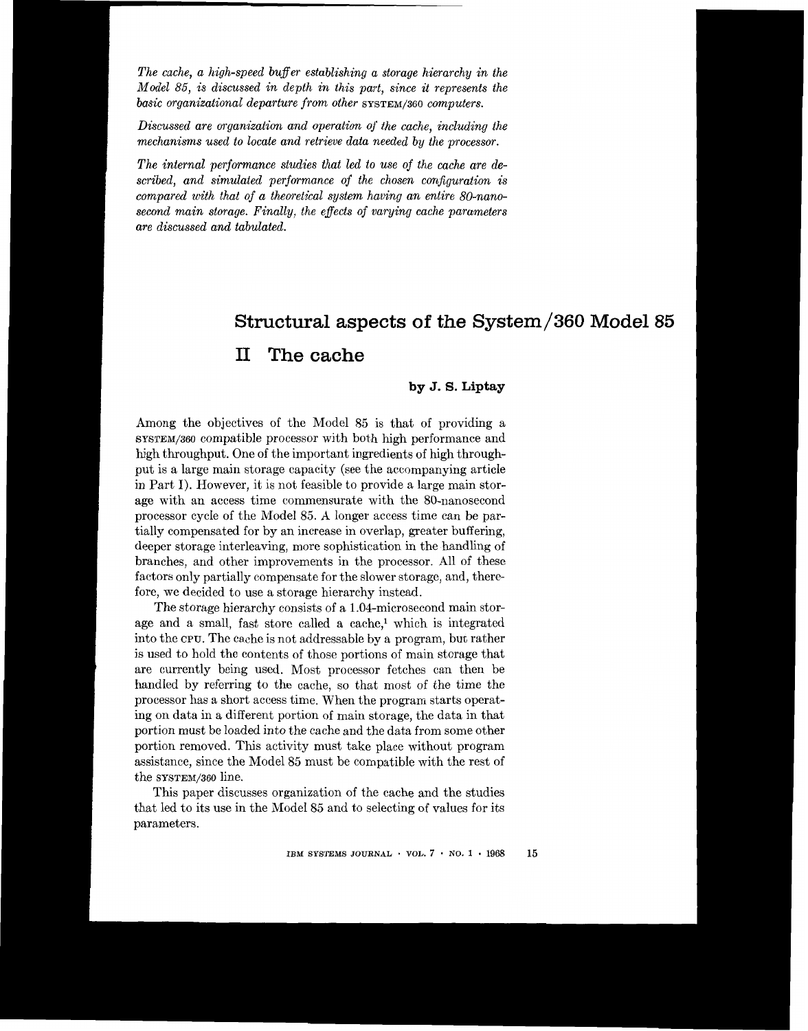*The cache, a high-speed buffer establishing a storage hierarchy in the Model 85, is discussed in depth in this part, since it represents the basic organizational departure from other* SYSTEM/360 *computers.*

*Discussed are organization and operation of the cache, including the mechanisms used to locate and retrieve data needed by the processor.*

*The internal performance studies that led to use of the cache are described, and simulated performance of the chosen configuration is compared with that of a theoretical system having an entire 80-nanosecond main storage. Finally, the effects of varying cache parameters are discussed and tabulated.*

# Structural aspects of the System/360 Model 85

## II The cache

**by J. S. Liptay**

Among the objectives of the Model 85 is that of providing a SYSTEM/360 compatible processor with both high performance and high throughput. One of the important ingredients of high throughput is a large main storage capacity (see the accompanying article in Part I). However, it is not feasible to provide a large main storage with an access time commensurate with the 80-nanosecond processor cycle of the Model 85. A longer access time can be partially compensated for by an increase in overlap, greater buffering, deeper storage interleaving, more sophistication in the handling of branches, and other improvements in the processor. All of these factors only partially compensate for the slower storage, and, therefore, we decided to use a storage hierarchy instead.

The storage hierarchy consists of a 1.04-microsecond main storage and a small, fast store called a cache,[1] which is integrated into the CPU. The cache is not addressable by a program, but rather is used to hold the contents of those portions of main storage that are currently being used. Most processor fetches can then be handled by referring to the cache, so that most of the time the processor has a short access time. When the program starts operating on data in a different portion of main storage, the data in that portion must be loaded into the cache and the data from some other portion removed. This activity must take place without program assistance, since the Model 85 must be compatible with the rest of the SYSTEM/360 line.

This paper discusses organization of the cache and the studies that led to its use in the Model 85 and to selecting of values for its parameters.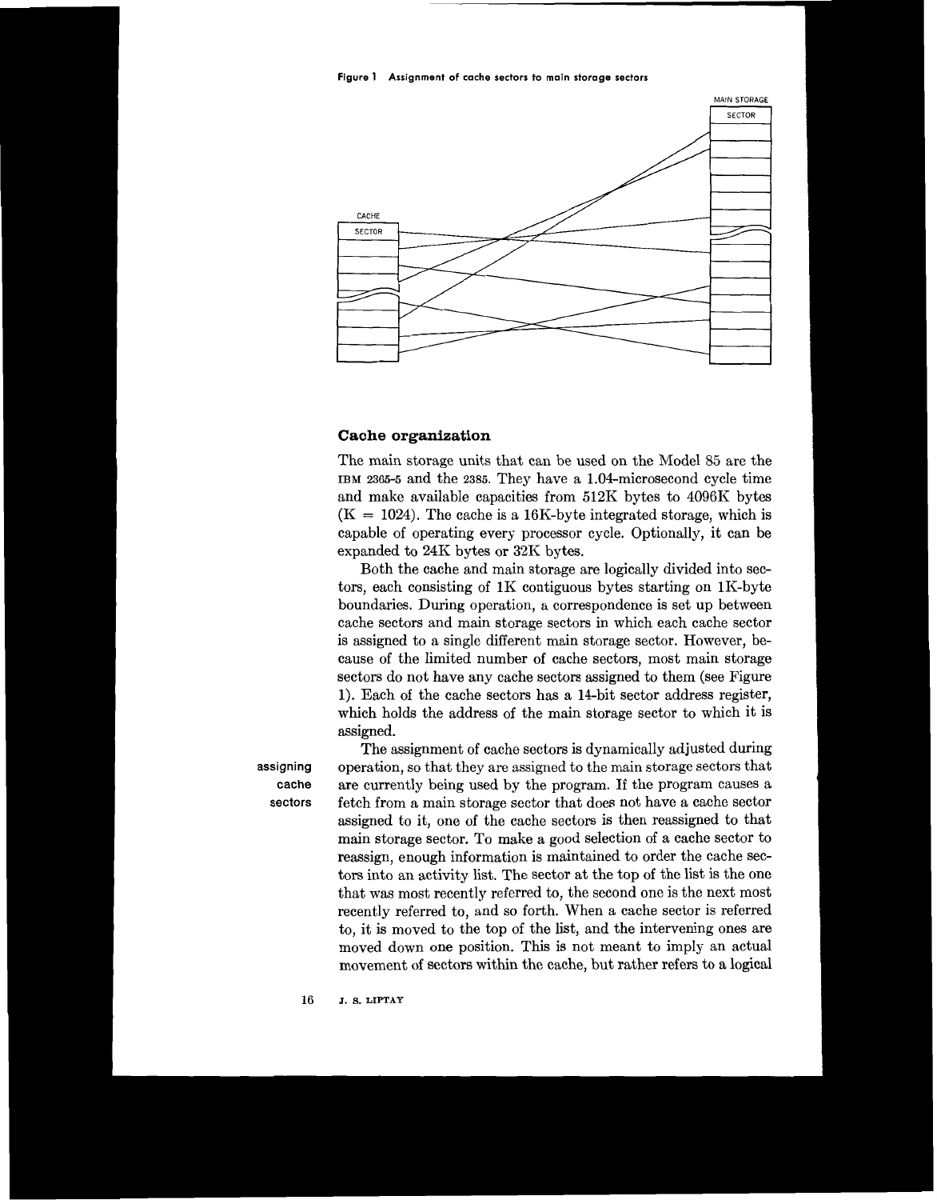**Figure 1 Assignment of cache sectors to main storage sectors**

## Cache organization

The main storage units that can be used on the Model 85 are the IBM 2365-5 and the 2385. They have a 1.04-microsecond cycle time and make available capacities from 512K bytes to 4096K bytes (K = 1024). The cache is a 16K-byte integrated storage, which is capable of operating every processor cycle. Optionally, it can be expanded to 24K bytes or 32K bytes.

Both the cache and main storage are logically divided into sectors, each consisting of 1K contiguous bytes starting on 1K-byte boundaries. During operation, a correspondence is set up between cache sectors and main storage sectors in which each cache sector is assigned to a single different main storage sector. However, because of the limited number of cache sectors, most main storage sectors do not have any cache sectors assigned to them (see Figure 1). Each of the cache sectors has a 14-bit sector address register, which holds the address of the main storage sector to which it is assigned.

**assigning cache sectors**

The assignment of cache sectors is dynamically adjusted during operation, so that they are assigned to the main storage sectors that are currently being used by the program. If the program causes a fetch from a main storage sector that does not have a cache sector assigned to it, one of the cache sectors is then reassigned to that main storage sector. To make a good selection of a cache sector to reassign, enough information is maintained to order the cache sectors into an activity list. The sector at the top of the list is the one that was most recently referred to, the second one is the next most recently referred to, and so forth. When a cache sector is referred to, it is moved to the top of the list, and the intervening ones are moved down one position. This is not meant to imply an actual movement of sectors within the cache, but rather refers to a logical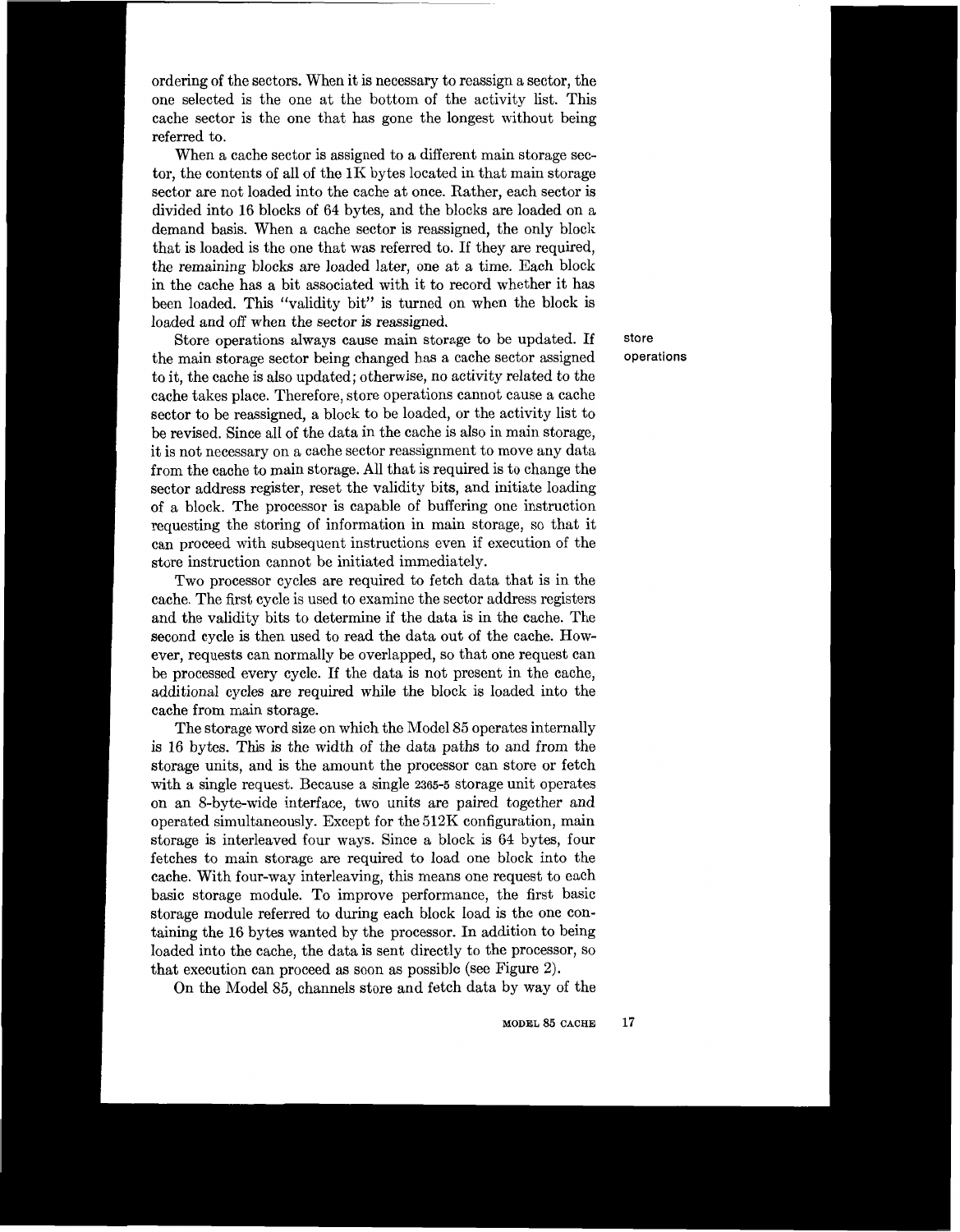ordering of the sectors. When it is necessary to reassign a sector, the one selected is the one at the bottom of the activity list. This cache sector is the one that has gone the longest without being referred to.

When a cache sector is assigned to a different main storage sector, the contents of all of the 1K bytes located in that main storage sector are not loaded into the cache at once. Rather, each sector is divided into 16 blocks of 64 bytes, and the blocks are loaded on a demand basis. When a cache sector is reassigned, the only block that is loaded is the one that was referred to. If they are required, the remaining blocks are loaded later, one at a time. Each block in the cache has a bit associated with it to record whether it has been loaded. This "validity bit" is turned on when the block is loaded and off when the sector is reassigned.

**store operations**

Store operations always cause main storage to be updated. If the main storage sector being changed has a cache sector assigned to it, the cache is also updated; otherwise, no activity related to the cache takes place. Therefore, store operations cannot cause a cache sector to be reassigned, a block to be loaded, or the activity list to be revised. Since all of the data in the cache is also in main storage, it is not necessary on a cache sector reassignment to move any data from the cache to main storage. All that is required is to change the sector address register, reset the validity bits, and initiate loading of a block. The processor is capable of buffering one instruction requesting the storing of information in main storage, so that it can proceed with subsequent instructions even if execution of the store instruction cannot be initiated immediately.

Two processor cycles are required to fetch data that is in the cache. The first cycle is used to examine the sector address registers and the validity bits to determine if the data is in the cache. The second cycle is then used to read the data out of the cache. However, requests can normally be overlapped, so that one request can be processed every cycle. If the data is not present in the cache, additional cycles are required while the block is loaded into the cache from main storage.

The storage word size on which the Model 85 operates internally is 16 bytes. This is the width of the data paths to and from the storage units, and is the amount the processor can store or fetch with a single request. Because a single 2365-5 storage unit operates on an 8-byte-wide interface, two units are paired together and operated simultaneously. Except for the 512K configuration, main storage is interleaved four ways. Since a block is 64 bytes, four fetches to main storage are required to load one block into the cache. With four-way interleaving, this means one request to each basic storage module. To improve performance, the first basic storage module referred to during each block load is the one containing the 16 bytes wanted by the processor. In addition to being loaded into the cache, the data is sent directly to the processor, so that execution can proceed as soon as possible (see Figure 2).

On the Model 85, channels store and fetch data by way of the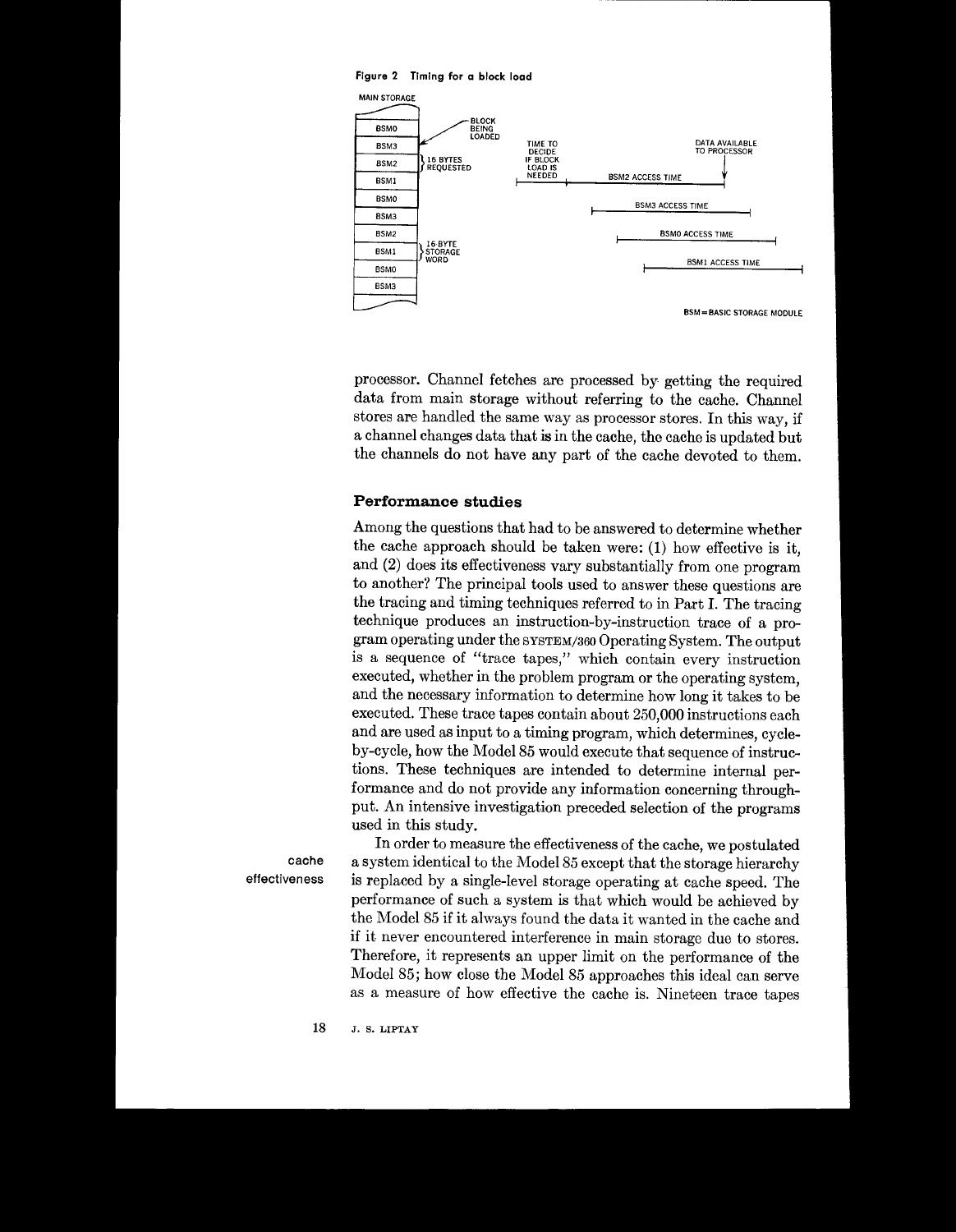Figure 2 Timing for a block load

processor. Channel fetches are processed by getting the required data from main storage without referring to the cache. Channel stores are handled the same way as processor stores. In this way, if a channel changes data that is in the cache, the cache is updated but the channels do not have any part of the cache devoted to them.

## Performance studies

Among the questions that had to be answered to determine whether the cache approach should be taken were: (1) how effective is it, and (2) does its effectiveness vary substantially from one program to another? The principal tools used to answer these questions are the tracing and timing techniques referred to in Part I. The tracing technique produces an instruction-by-instruction trace of a program operating under the SYSTEM/360 Operating System. The output is a sequence of "trace tapes," which contain every instruction executed, whether in the problem program or the operating system, and the necessary information to determine how long it takes to be executed. These trace tapes contain about 250,000 instructions each and are used as input to a timing program, which determines, cycle-by-cycle, how the Model 85 would execute that sequence of instructions. These techniques are intended to determine internal performance and do not provide any information concerning throughput. An intensive investigation preceded selection of the programs used in this study.

**cache effectiveness**

In order to measure the effectiveness of the cache, we postulated a system identical to the Model 85 except that the storage hierarchy is replaced by a single-level storage operating at cache speed. The performance of such a system is that which would be achieved by the Model 85 if it always found the data it wanted in the cache and if it never encountered interference in main storage due to stores. Therefore, it represents an upper limit on the performance of the Model 85; how close the Model 85 approaches this ideal can serve as a measure of how effective the cache is. Nineteen trace tapes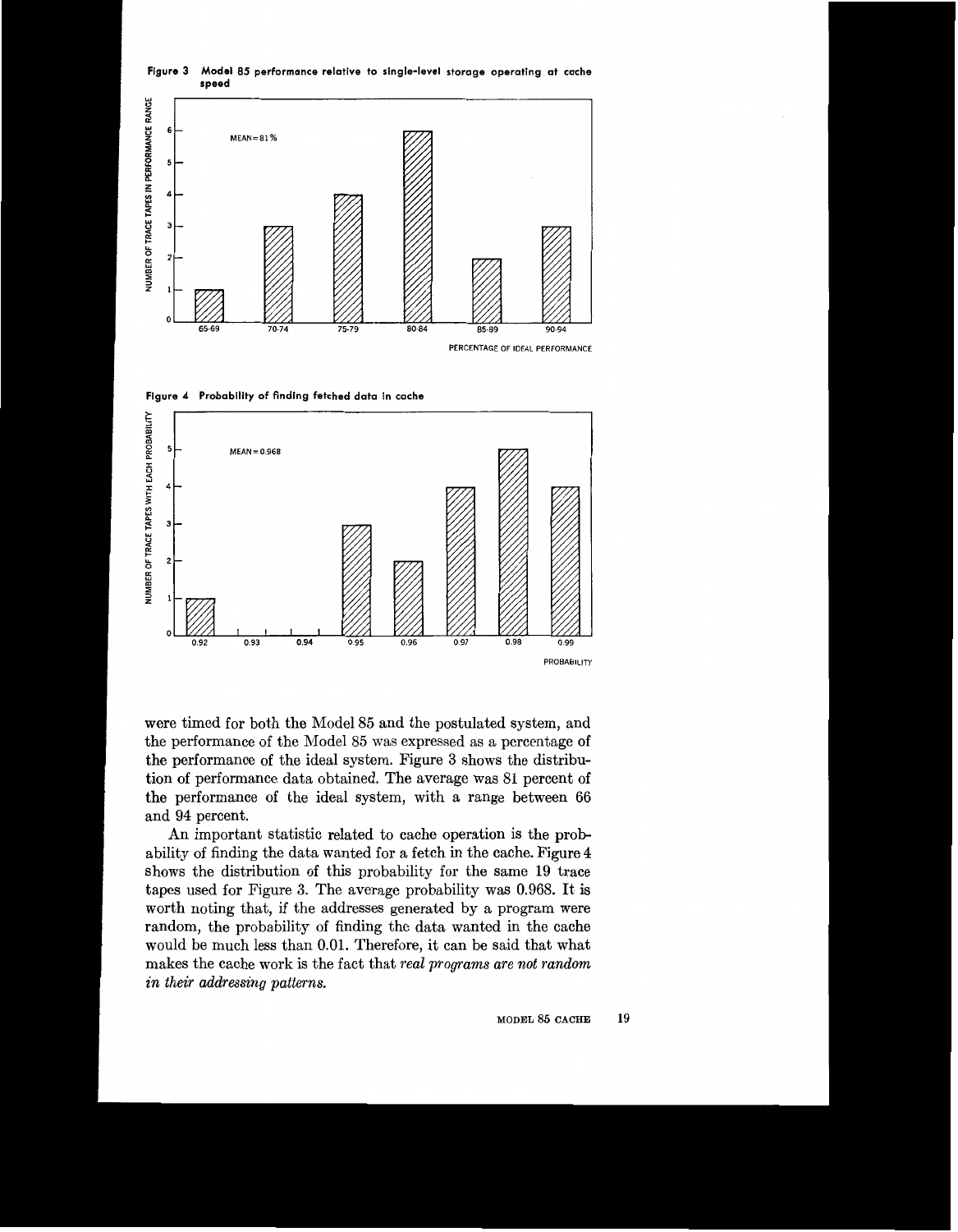Figure 3 Model 85 performance relative to single-level storage operating at cache speed

Figure 4 Probability of finding fetched data in cache

were timed for both the Model 85 and the postulated system, and the performance of the Model 85 was expressed as a percentage of the performance of the ideal system. Figure 3 shows the distribution of performance data obtained. The average was 81 percent of the performance of the ideal system, with a range between 66 and 94 percent.

An important statistic related to cache operation is the probability of finding the data wanted for a fetch in the cache. Figure 4 shows the distribution of this probability for the same 19 trace tapes used for Figure 3. The average probability was 0.968. It is worth noting that, if the addresses generated by a program were random, the probability of finding the data wanted in the cache would be much less than 0.01. Therefore, it can be said that what makes the cache work is the fact that *real programs are not random in their addressing patterns.*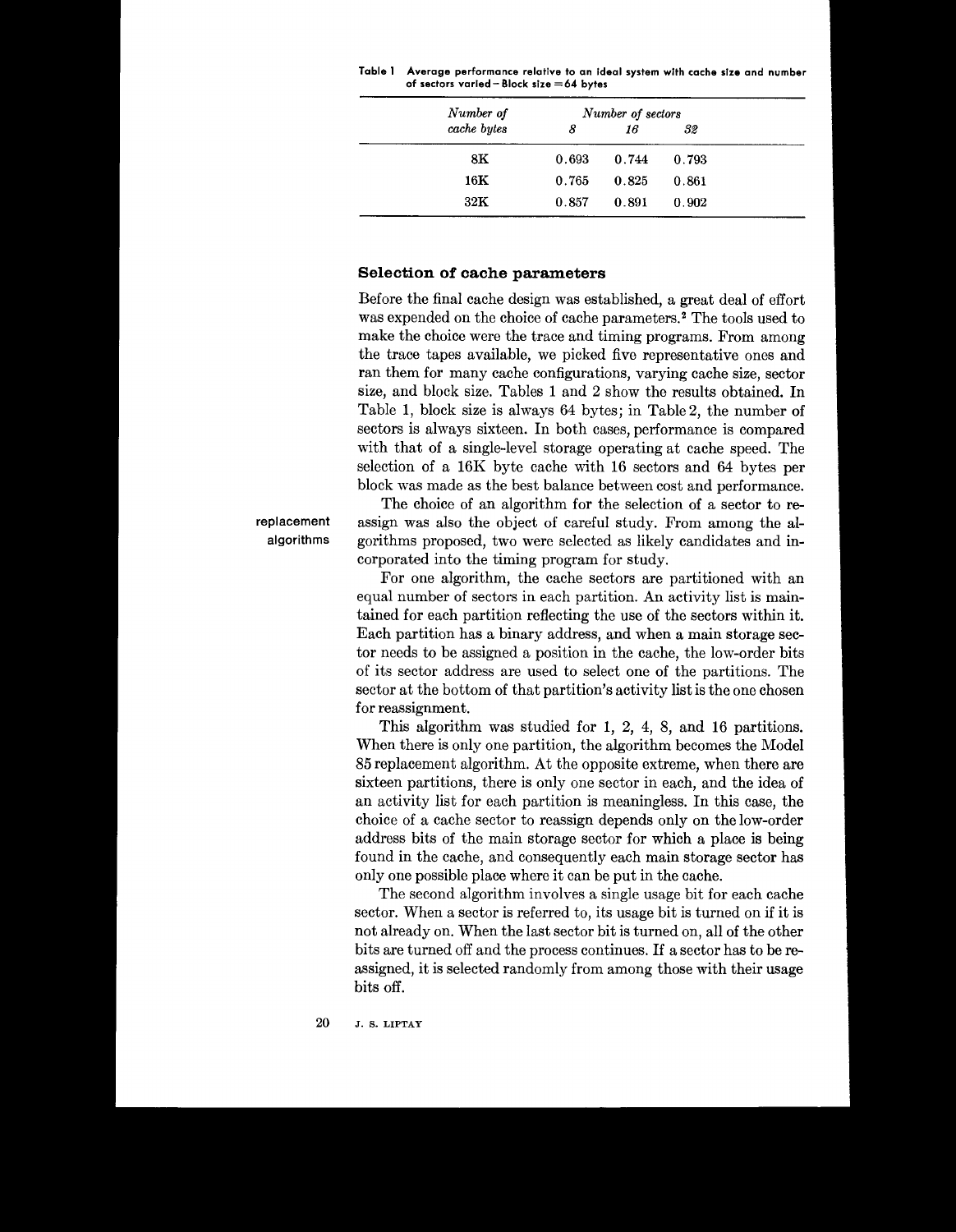**Table 1 Average performance relative to an ideal system with cache size and number of sectors varied—Block size = 64 bytes**

| *Number of cache bytes* | *Number of sectors* | | |
|---|---|---|---|
| | *8* | *16* | *32* |
| 8K | 0.693 | 0.744 | 0.793 |
| 16K | 0.765 | 0.825 | 0.861 |
| 32K | 0.857 | 0.891 | 0.902 |

## Selection of cache parameters

Before the final cache design was established, a great deal of effort was expended on the choice of cache parameters.[2] The tools used to make the choice were the trace and timing programs. From among the trace tapes available, we picked five representative ones and ran them for many cache configurations, varying cache size, sector size, and block size. Tables 1 and 2 show the results obtained. In Table 1, block size is always 64 bytes; in Table 2, the number of sectors is always sixteen. In both cases, performance is compared with that of a single-level storage operating at cache speed. The selection of a 16K byte cache with 16 sectors and 64 bytes per block was made as the best balance between cost and performance.

**replacement algorithms**

The choice of an algorithm for the selection of a sector to reassign was also the object of careful study. From among the algorithms proposed, two were selected as likely candidates and incorporated into the timing program for study.

For one algorithm, the cache sectors are partitioned with an equal number of sectors in each partition. An activity list is maintained for each partition reflecting the use of the sectors within it. Each partition has a binary address, and when a main storage sector needs to be assigned a position in the cache, the low-order bits of its sector address are used to select one of the partitions. The sector at the bottom of that partition's activity list is the one chosen for reassignment.

This algorithm was studied for 1, 2, 4, 8, and 16 partitions. When there is only one partition, the algorithm becomes the Model 85 replacement algorithm. At the opposite extreme, when there are sixteen partitions, there is only one sector in each, and the idea of an activity list for each partition is meaningless. In this case, the choice of a cache sector to reassign depends only on the low-order address bits of the main storage sector for which a place is being found in the cache, and consequently each main storage sector has only one possible place where it can be put in the cache.

The second algorithm involves a single usage bit for each cache sector. When a sector is referred to, its usage bit is turned on if it is not already on. When the last sector bit is turned on, all of the other bits are turned off and the process continues. If a sector has to be reassigned, it is selected randomly from among those with their usage bits off.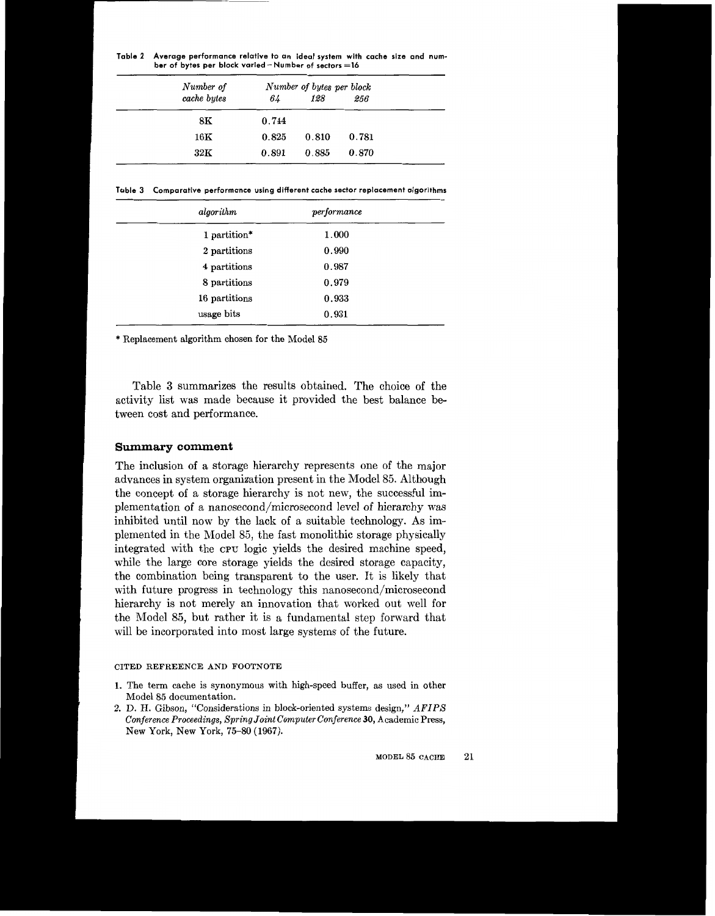**Table 2** Average performance relative to an ideal system with cache size and number of bytes per block varied – Number of sectors = 16

| *Number of cache bytes* | *Number of bytes per block* | | |
|---|---|---|---|
| | *64* | *128* | *256* |
| 8K | 0.744 | | |
| 16K | 0.825 | 0.810 | 0.781 |
| 32K | 0.891 | 0.885 | 0.870 |

**Table 3** Comparative performance using different cache sector replacement algorithms

| *algorithm* | *performance* |
|---|---|
| 1 partition* | 1.000 |
| 2 partitions | 0.990 |
| 4 partitions | 0.987 |
| 8 partitions | 0.979 |
| 16 partitions | 0.933 |
| usage bits | 0.931 |

* Replacement algorithm chosen for the Model 85

Table 3 summarizes the results obtained. The choice of the activity list was made because it provided the best balance between cost and performance.

## Summary comment

The inclusion of a storage hierarchy represents one of the major advances in system organization present in the Model 85. Although the concept of a storage hierarchy is not new, the successful implementation of a nanosecond/microsecond level of hierarchy was inhibited until now by the lack of a suitable technology. As implemented in the Model 85, the fast monolithic storage physically integrated with the CPU logic yields the desired machine speed, while the large core storage yields the desired storage capacity, the combination being transparent to the user. It is likely that with future progress in technology this nanosecond/microsecond hierarchy is not merely an innovation that worked out well for the Model 85, but rather it is a fundamental step forward that will be incorporated into most large systems of the future.

### CITED REFREENCE AND FOOTNOTE

1. The term cache is synonymous with high-speed buffer, as used in other Model 85 documentation.
2. D. H. Gibson, "Considerations in block-oriented systems design," *AFIPS Conference Proceedings, Spring Joint Computer Conference* **30**, Academic Press, New York, New York, 75–80 (1967).